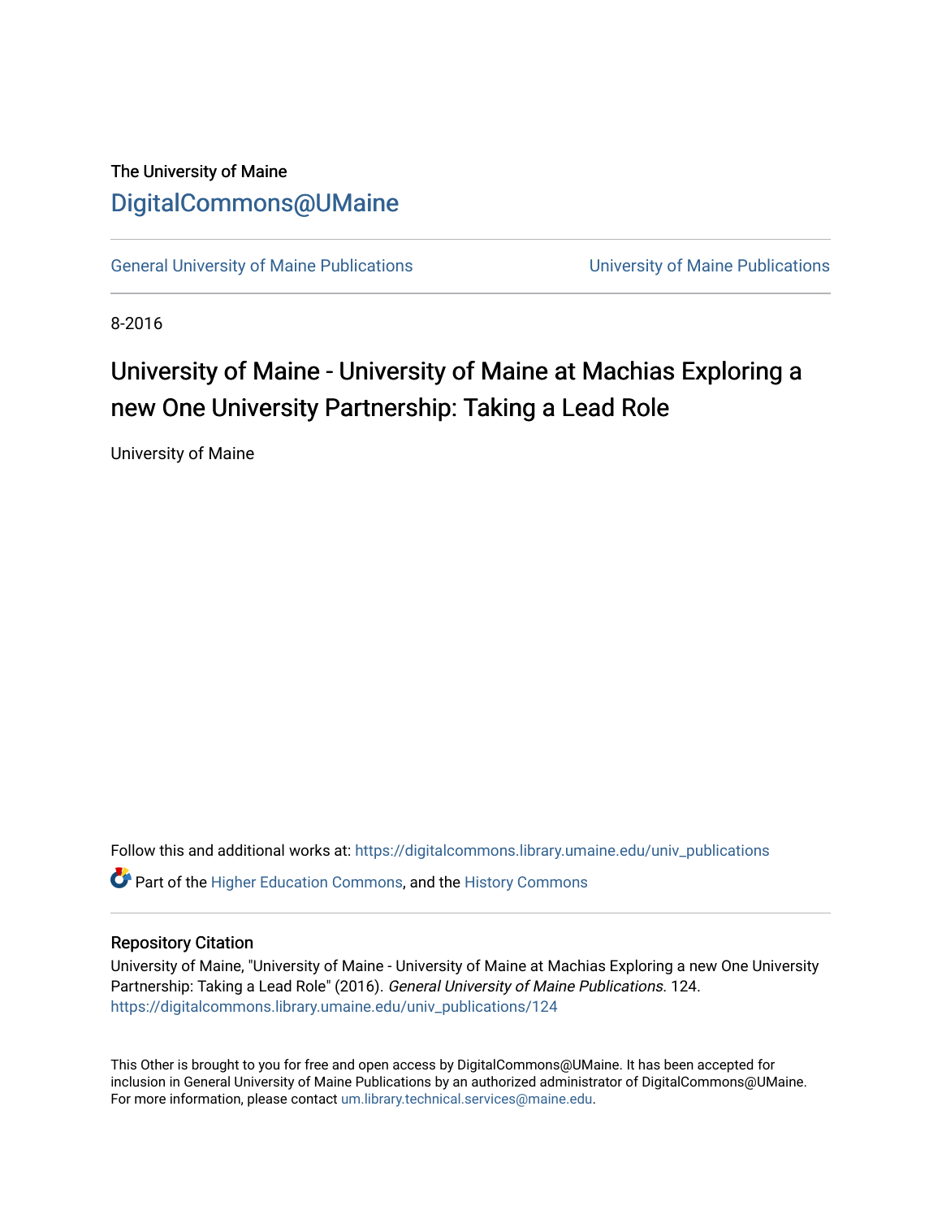The University of Maine

DigitalCommons@UMaine

General University of Maine Publications | University of Maine Publications

8-2016

# University of Maine - University of Maine at Machias Exploring a new One University Partnership: Taking a Lead Role

University of Maine

Follow this and additional works at: https://digitalcommons.library.umaine.edu/univ_publications

Part of the Higher Education Commons, and the History Commons

## Repository Citation

University of Maine, "University of Maine - University of Maine at Machias Exploring a new One University Partnership: Taking a Lead Role" (2016). *General University of Maine Publications*. 124.
https://digitalcommons.library.umaine.edu/univ_publications/124

This Other is brought to you for free and open access by DigitalCommons@UMaine. It has been accepted for inclusion in General University of Maine Publications by an authorized administrator of DigitalCommons@UMaine. For more information, please contact um.library.technical.services@maine.edu.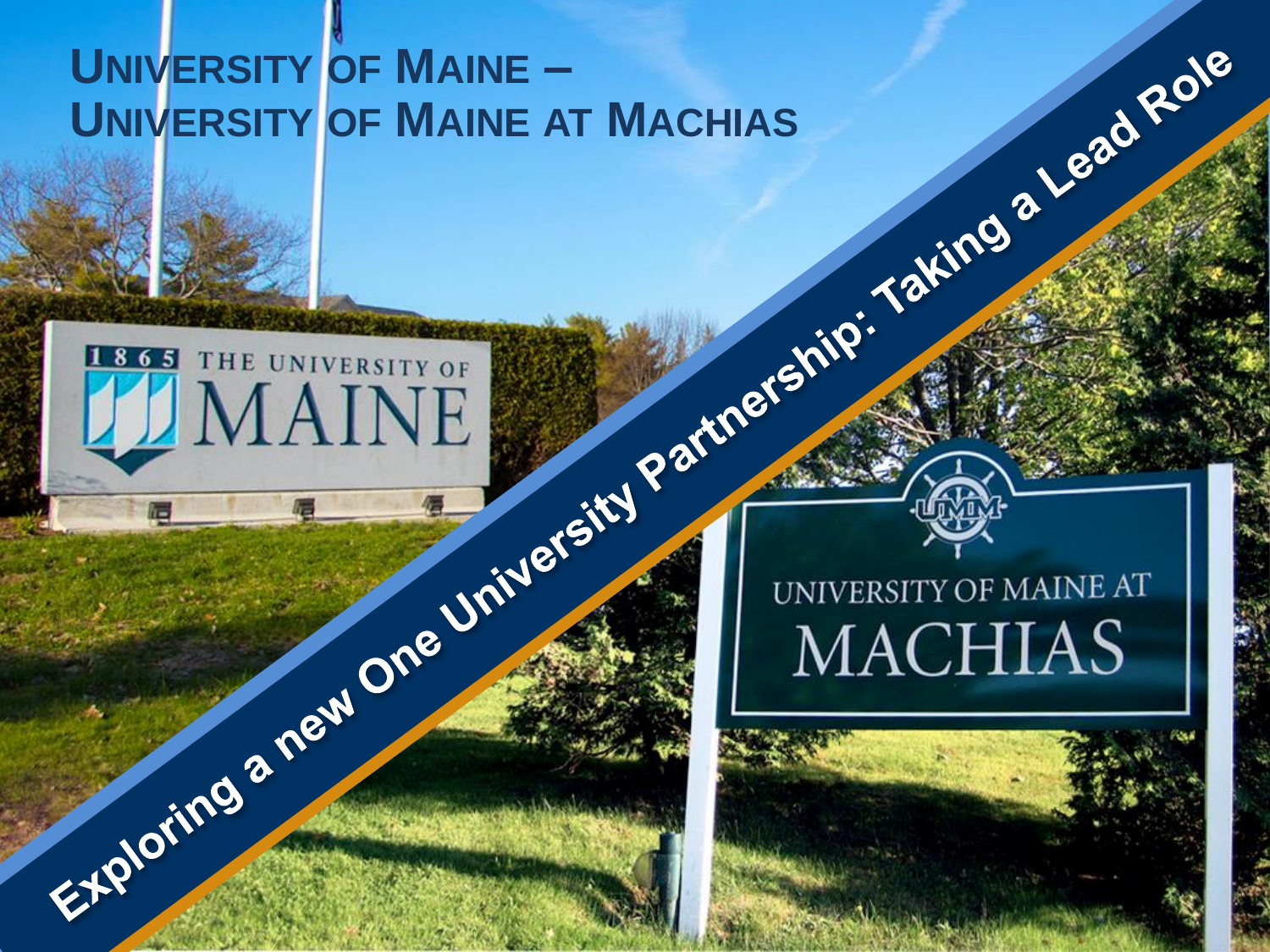# University of Maine – University of Maine at Machias

## Exploring a new One University Partnership: Taking a Lead Role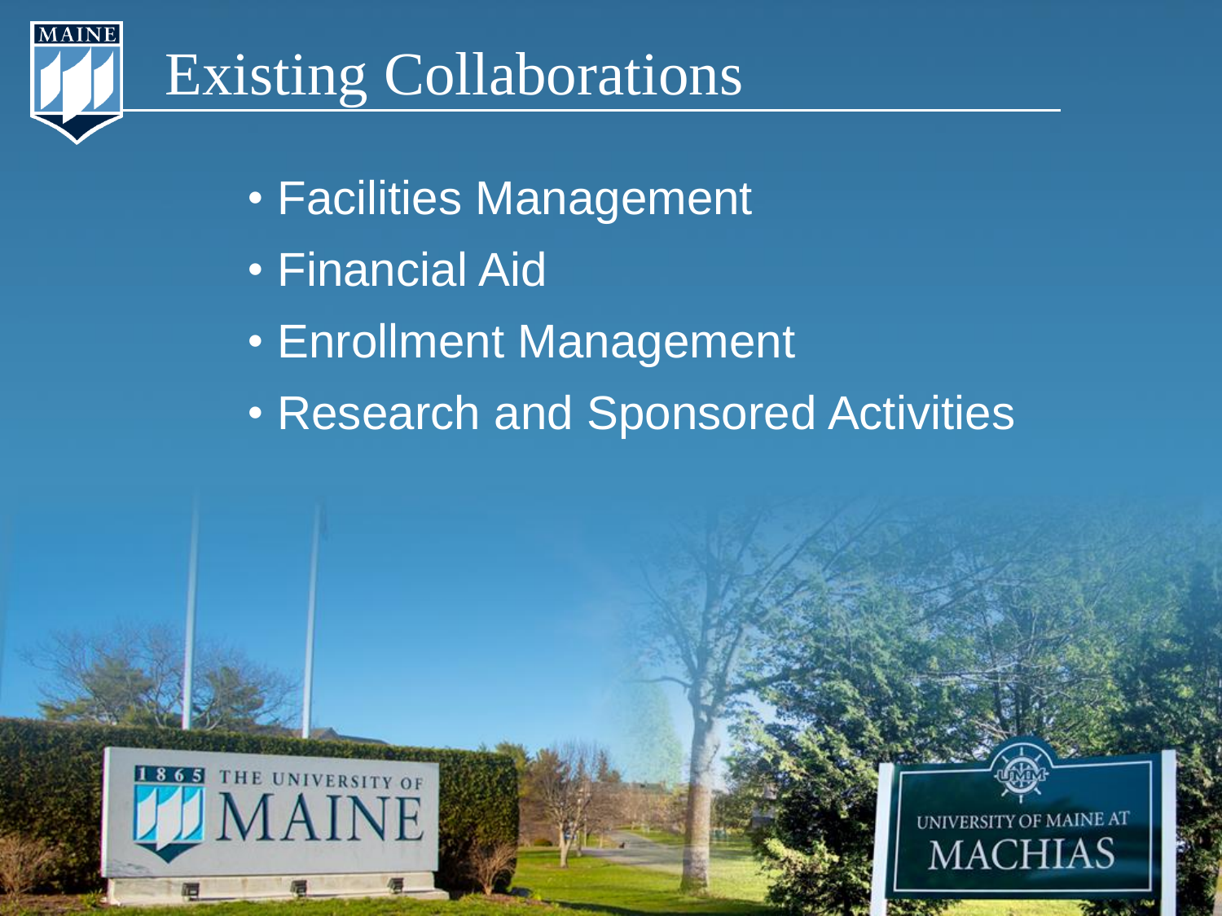# Existing Collaborations

- Facilities Management
- Financial Aid
- Enrollment Management
- Research and Sponsored Activities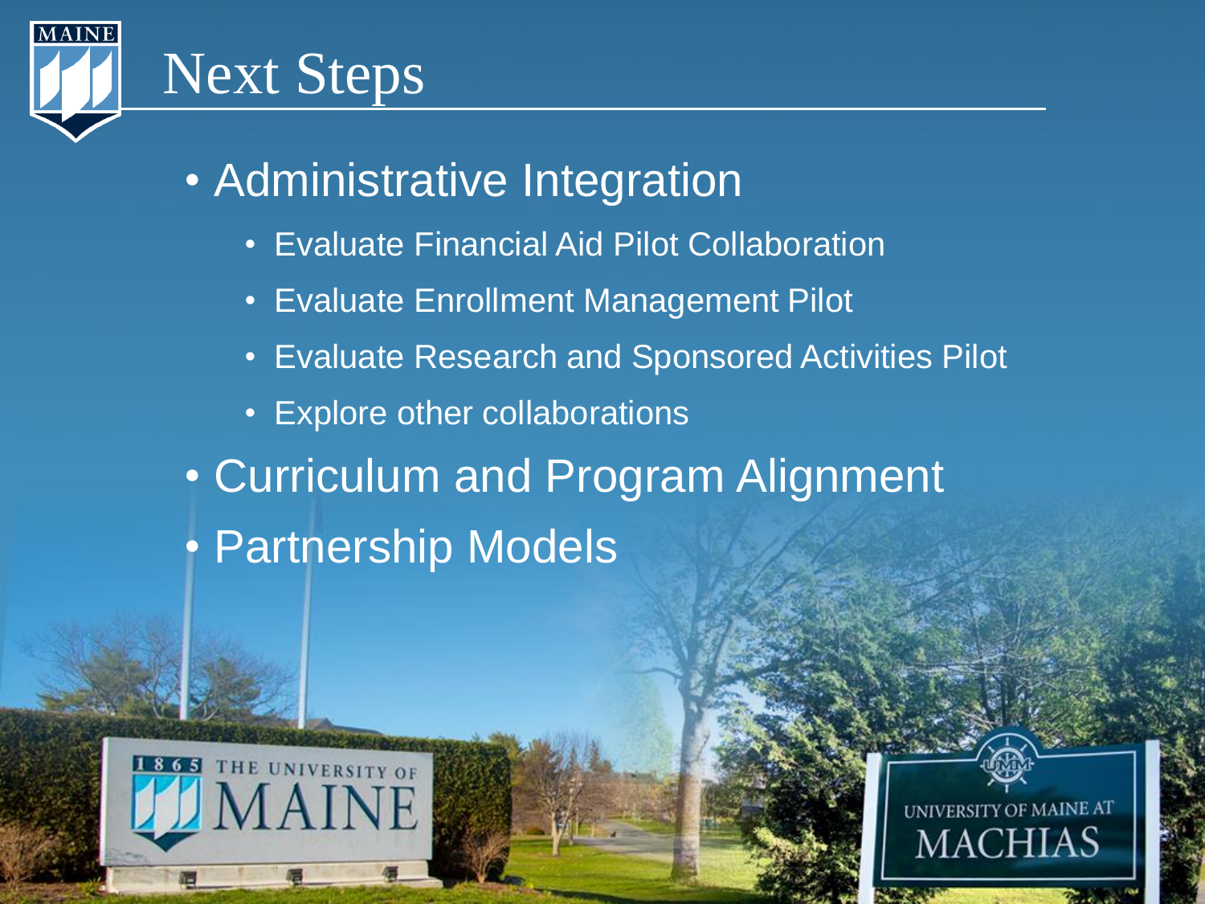# Next Steps

- Administrative Integration
  - Evaluate Financial Aid Pilot Collaboration
  - Evaluate Enrollment Management Pilot
  - Evaluate Research and Sponsored Activities Pilot
  - Explore other collaborations
- Curriculum and Program Alignment
- Partnership Models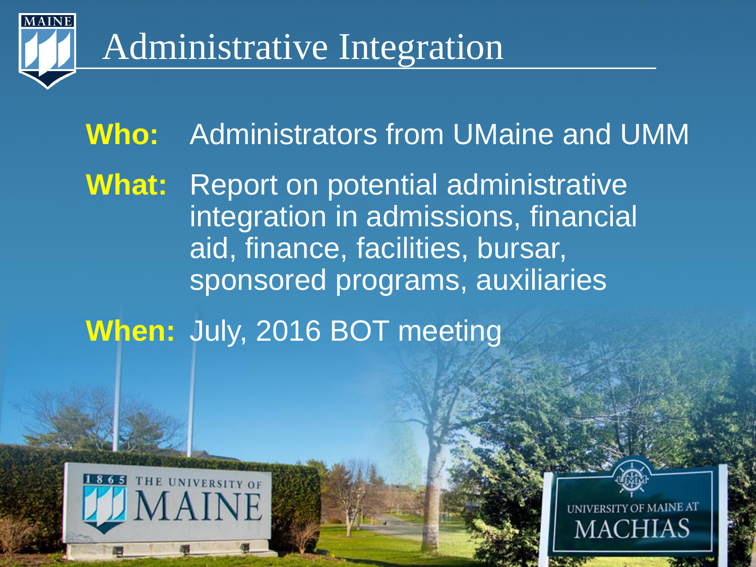# Administrative Integration

**Who:** Administrators from UMaine and UMM

**What:** Report on potential administrative integration in admissions, financial aid, finance, facilities, bursar, sponsored programs, auxiliaries

**When:** July, 2016 BOT meeting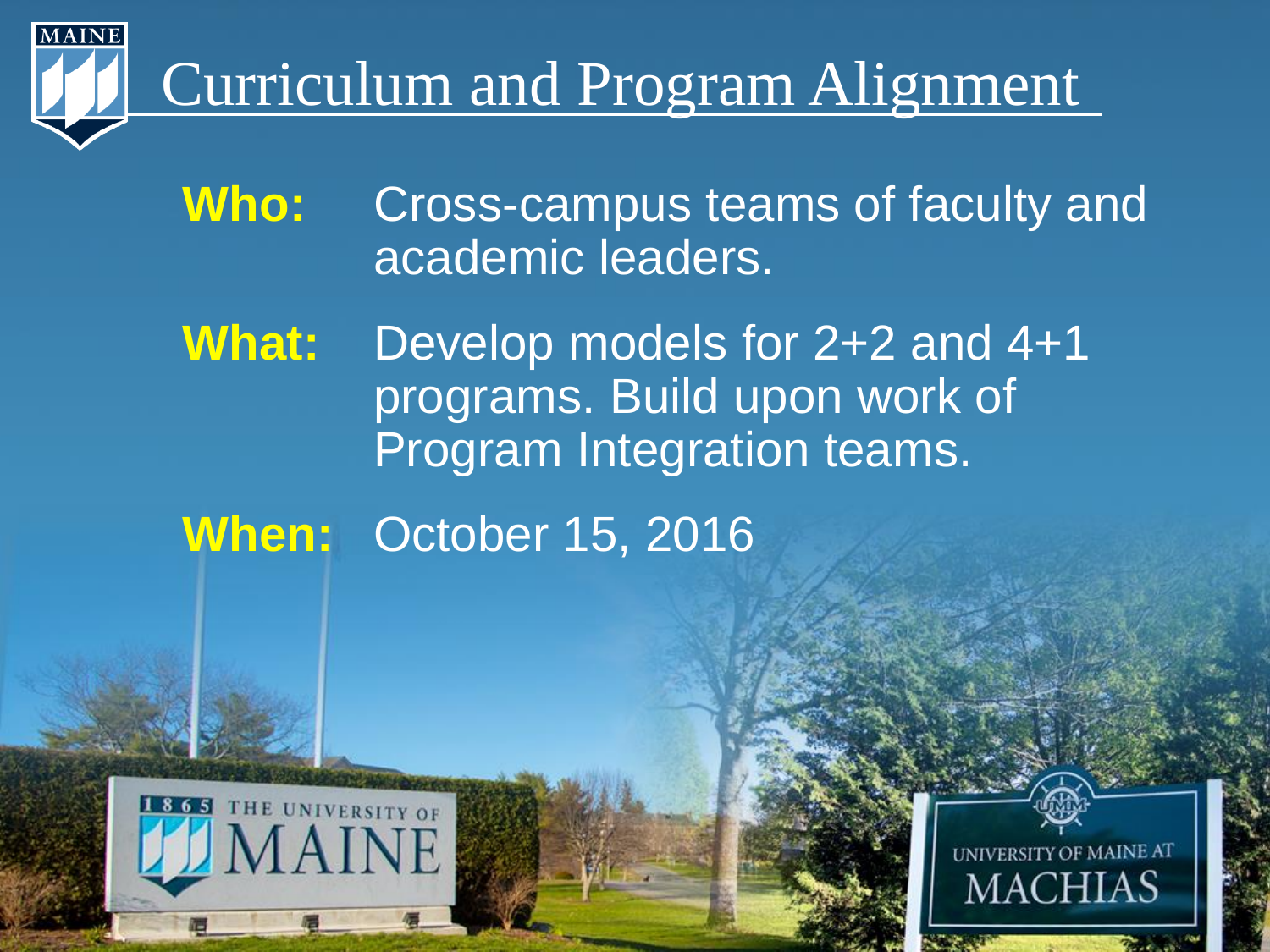# Curriculum and Program Alignment

**Who:** Cross-campus teams of faculty and academic leaders.

**What:** Develop models for 2+2 and 4+1 programs. Build upon work of Program Integration teams.

**When:** October 15, 2016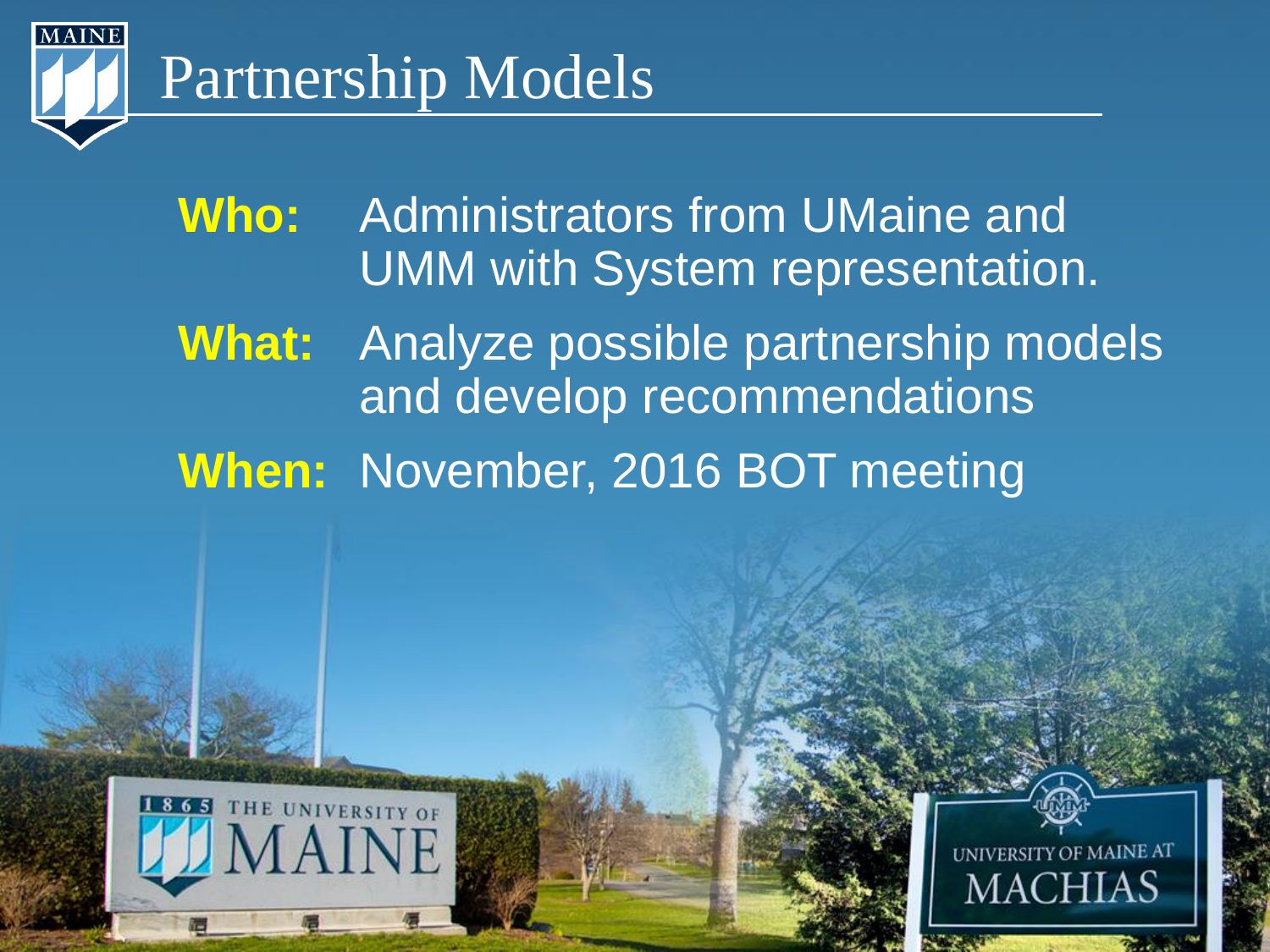# Partnership Models

**Who:** Administrators from UMaine and UMM with System representation.

**What:** Analyze possible partnership models and develop recommendations

**When:** November, 2016 BOT meeting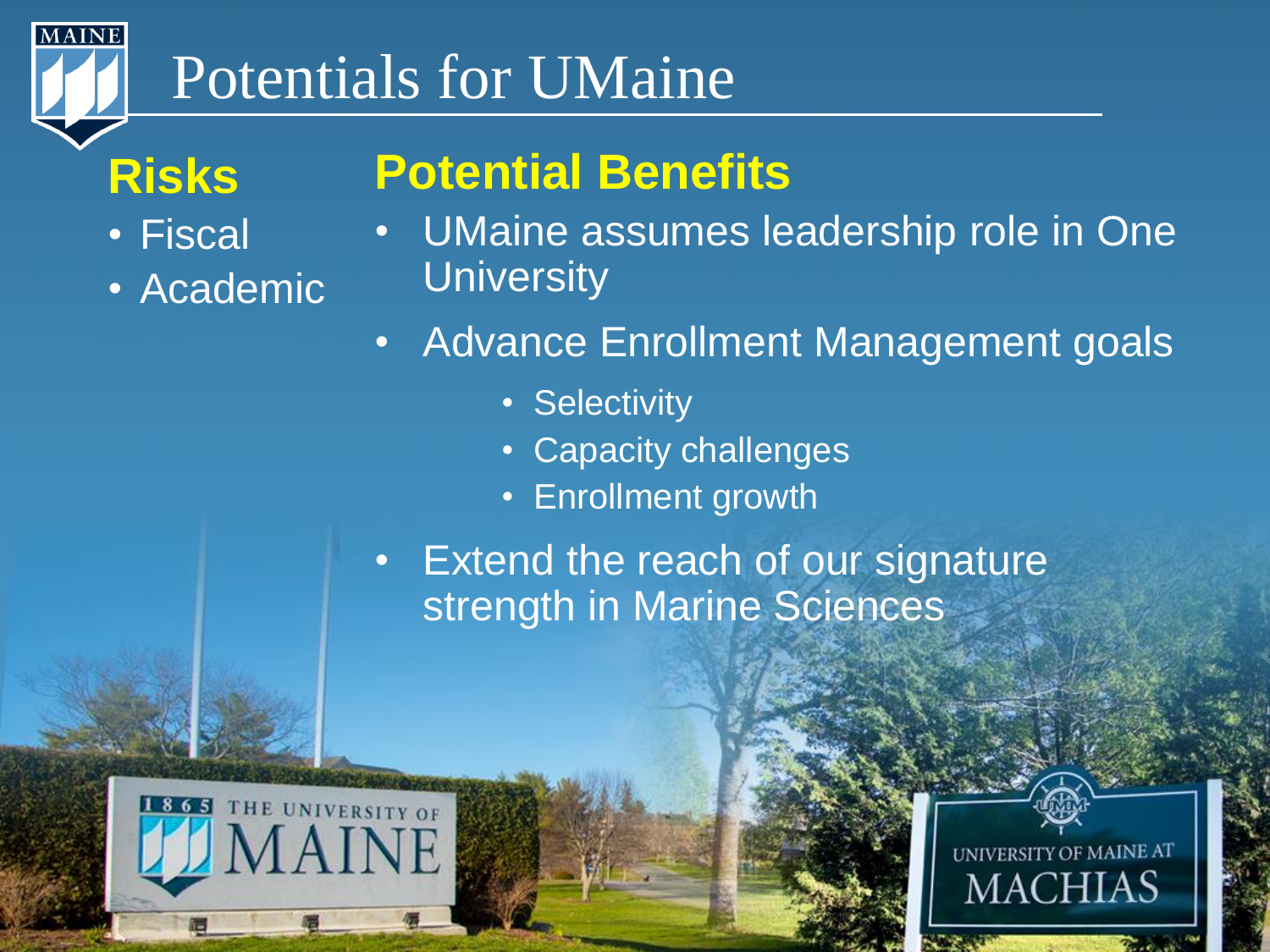# Potentials for UMaine

## Risks

- Fiscal
- Academic

## Potential Benefits

- UMaine assumes leadership role in One University
- Advance Enrollment Management goals
  - Selectivity
  - Capacity challenges
  - Enrollment growth
- Extend the reach of our signature strength in Marine Sciences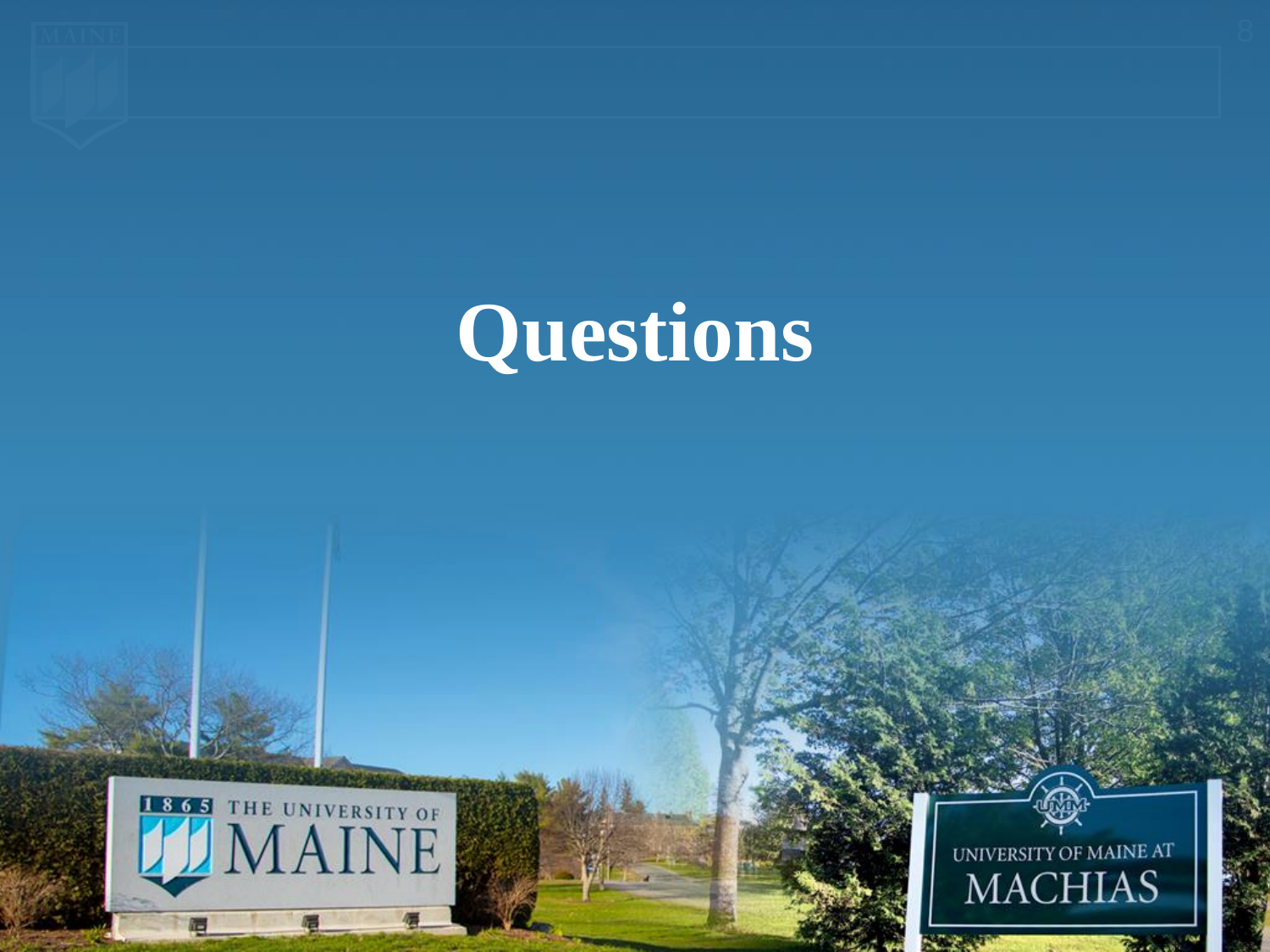# Questions